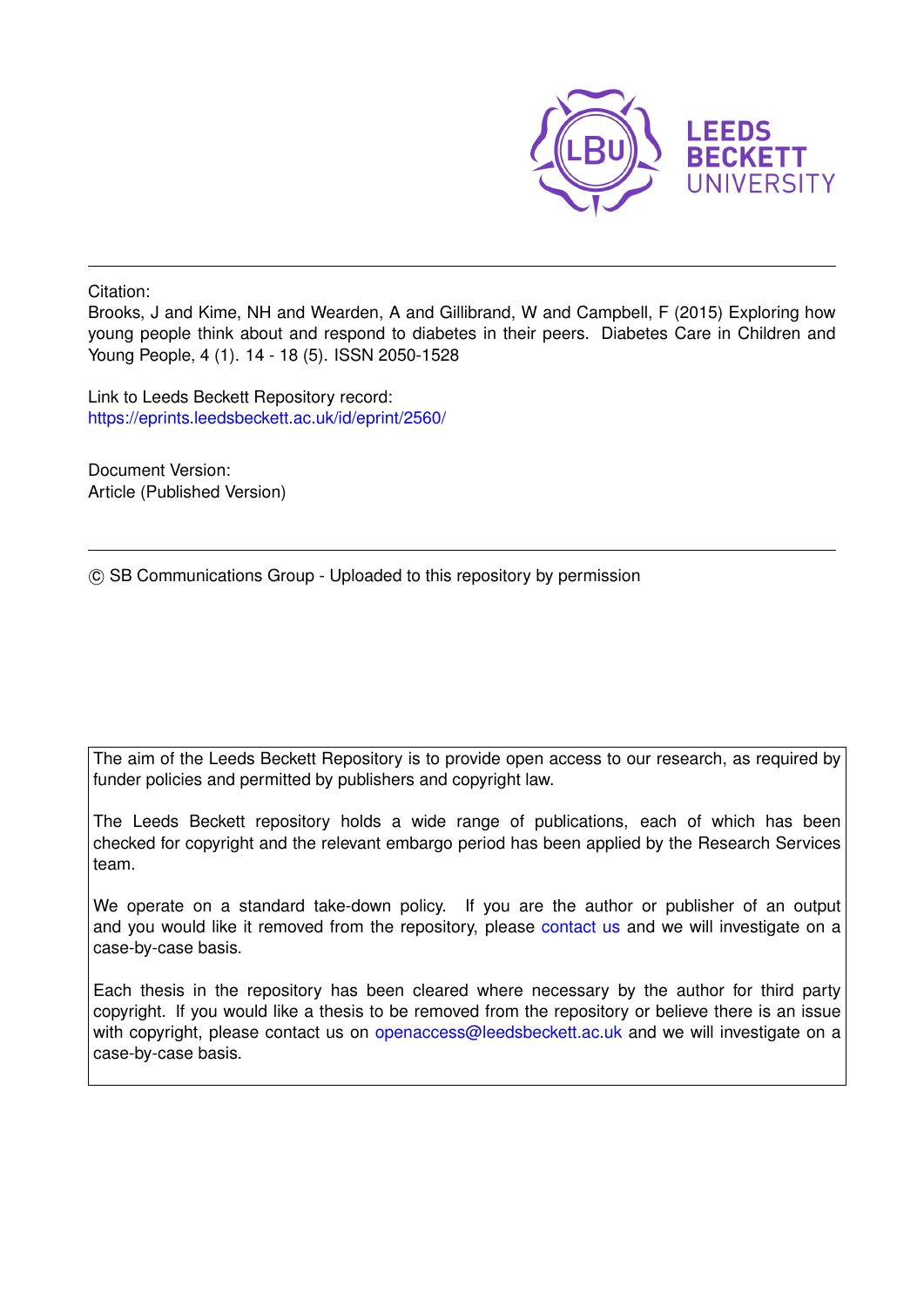LEEDS BECKETT UNIVERSITY

Citation:
Brooks, J and Kime, NH and Wearden, A and Gillibrand, W and Campbell, F (2015) Exploring how young people think about and respond to diabetes in their peers. Diabetes Care in Children and Young People, 4 (1). 14 - 18 (5). ISSN 2050-1528

Link to Leeds Beckett Repository record:
https://eprints.leedsbeckett.ac.uk/id/eprint/2560/

Document Version:
Article (Published Version)

© SB Communications Group - Uploaded to this repository by permission

The aim of the Leeds Beckett Repository is to provide open access to our research, as required by funder policies and permitted by publishers and copyright law.

The Leeds Beckett repository holds a wide range of publications, each of which has been checked for copyright and the relevant embargo period has been applied by the Research Services team.

We operate on a standard take-down policy. If you are the author or publisher of an output and you would like it removed from the repository, please contact us and we will investigate on a case-by-case basis.

Each thesis in the repository has been cleared where necessary by the author for third party copyright. If you would like a thesis to be removed from the repository or believe there is an issue with copyright, please contact us on openaccess@leedsbeckett.ac.uk and we will investigate on a case-by-case basis.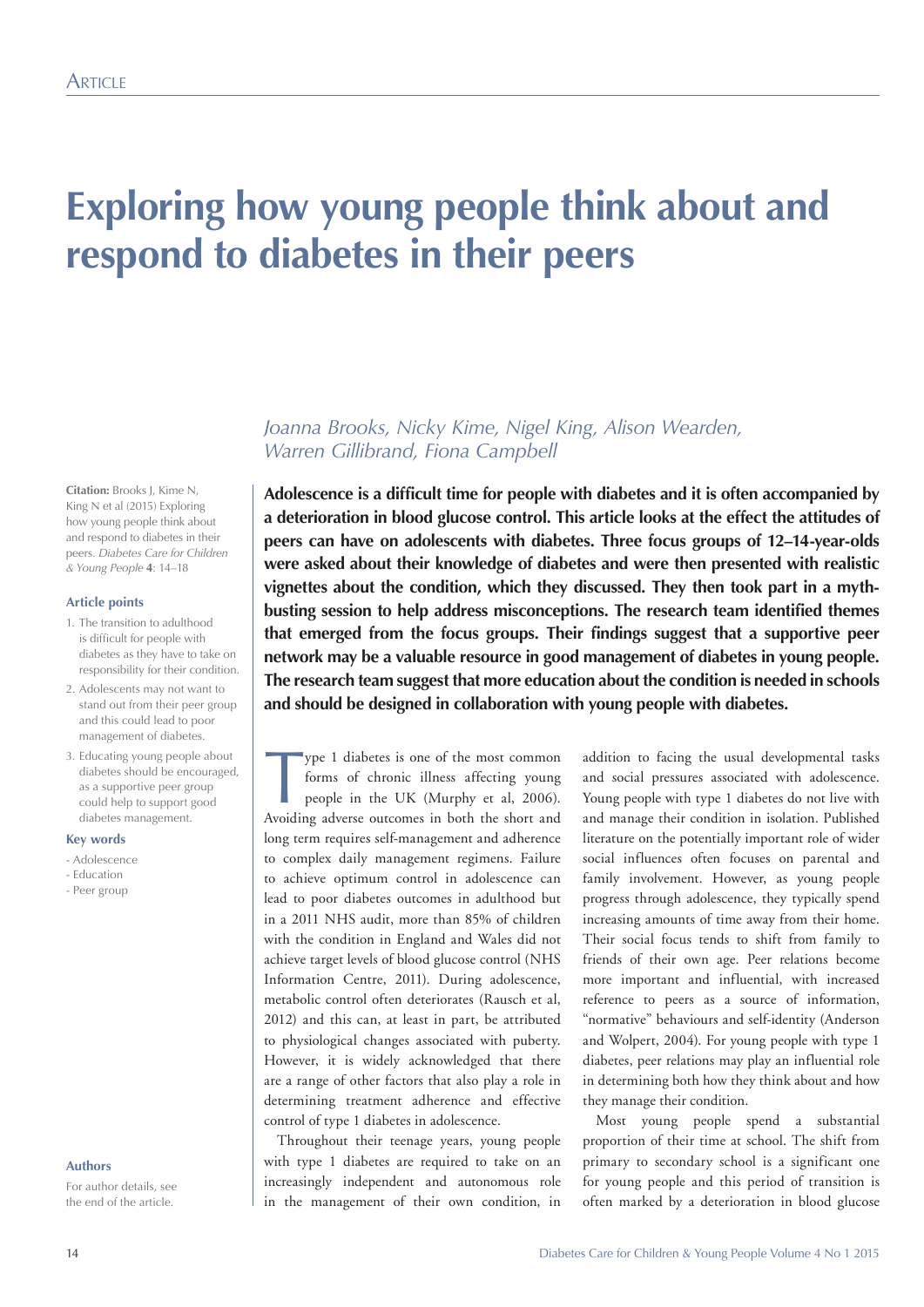# Exploring how young people think about and respond to diabetes in their peers

*Joanna Brooks, Nicky Kime, Nigel King, Alison Wearden, Warren Gillibrand, Fiona Campbell*

**Citation:** Brooks J, Kime N, King N et al (2015) Exploring how young people think about and respond to diabetes in their peers. *Diabetes Care for Children & Young People* **4**: 14–18

**Article points**

1. The transition to adulthood is difficult for people with diabetes as they have to take on responsibility for their condition.
2. Adolescents may not want to stand out from their peer group and this could lead to poor management of diabetes.
3. Educating young people about diabetes should be encouraged, as a supportive peer group could help to support good diabetes management.

**Key words**

- Adolescence
- Education
- Peer group

**Authors**

For author details, see the end of the article.

**Adolescence is a difficult time for people with diabetes and it is often accompanied by a deterioration in blood glucose control. This article looks at the effect the attitudes of peers can have on adolescents with diabetes. Three focus groups of 12–14-year-olds were asked about their knowledge of diabetes and were then presented with realistic vignettes about the condition, which they discussed. They then took part in a myth-busting session to help address misconceptions. The research team identified themes that emerged from the focus groups. Their findings suggest that a supportive peer network may be a valuable resource in good management of diabetes in young people. The research team suggest that more education about the condition is needed in schools and should be designed in collaboration with young people with diabetes.**

Type 1 diabetes is one of the most common forms of chronic illness affecting young people in the UK (Murphy et al, 2006). Avoiding adverse outcomes in both the short and long term requires self-management and adherence to complex daily management regimens. Failure to achieve optimum control in adolescence can lead to poor diabetes outcomes in adulthood but in a 2011 NHS audit, more than 85% of children with the condition in England and Wales did not achieve target levels of blood glucose control (NHS Information Centre, 2011). During adolescence, metabolic control often deteriorates (Rausch et al, 2012) and this can, at least in part, be attributed to physiological changes associated with puberty. However, it is widely acknowledged that there are a range of other factors that also play a role in determining treatment adherence and effective control of type 1 diabetes in adolescence.

Throughout their teenage years, young people with type 1 diabetes are required to take on an increasingly independent and autonomous role in the management of their own condition, in addition to facing the usual developmental tasks and social pressures associated with adolescence. Young people with type 1 diabetes do not live with and manage their condition in isolation. Published literature on the potentially important role of wider social influences often focuses on parental and family involvement. However, as young people progress through adolescence, they typically spend increasing amounts of time away from their home. Their social focus tends to shift from family to friends of their own age. Peer relations become more important and influential, with increased reference to peers as a source of information, "normative" behaviours and self-identity (Anderson and Wolpert, 2004). For young people with type 1 diabetes, peer relations may play an influential role in determining both how they think about and how they manage their condition.

Most young people spend a substantial proportion of their time at school. The shift from primary to secondary school is a significant one for young people and this period of transition is often marked by a deterioration in blood glucose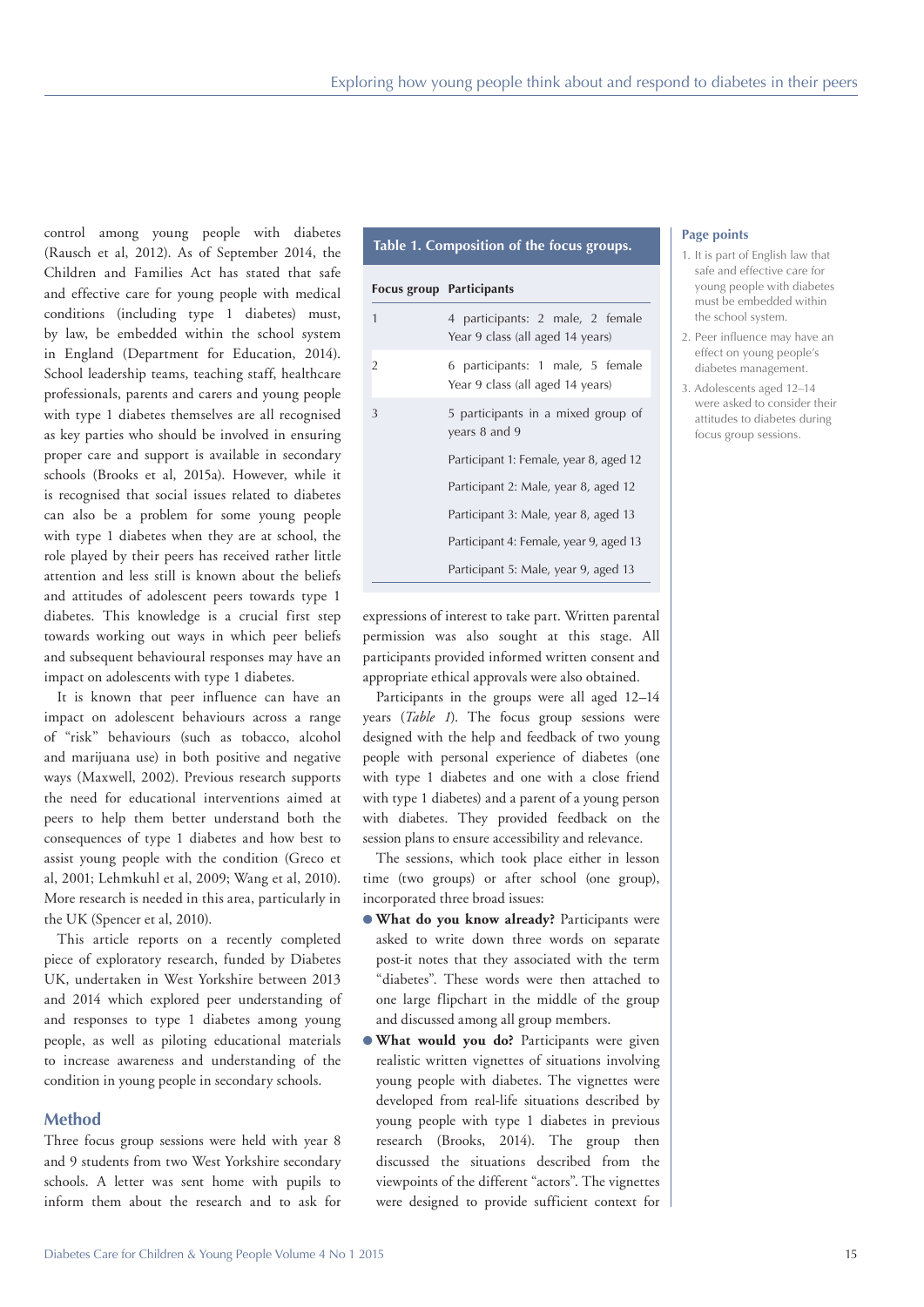control among young people with diabetes (Rausch et al, 2012). As of September 2014, the Children and Families Act has stated that safe and effective care for young people with medical conditions (including type 1 diabetes) must, by law, be embedded within the school system in England (Department for Education, 2014). School leadership teams, teaching staff, healthcare professionals, parents and carers and young people with type 1 diabetes themselves are all recognised as key parties who should be involved in ensuring proper care and support is available in secondary schools (Brooks et al, 2015a). However, while it is recognised that social issues related to diabetes can also be a problem for some young people with type 1 diabetes when they are at school, the role played by their peers has received rather little attention and less still is known about the beliefs and attitudes of adolescent peers towards type 1 diabetes. This knowledge is a crucial first step towards working out ways in which peer beliefs and subsequent behavioural responses may have an impact on adolescents with type 1 diabetes.

It is known that peer influence can have an impact on adolescent behaviours across a range of "risk" behaviours (such as tobacco, alcohol and marijuana use) in both positive and negative ways (Maxwell, 2002). Previous research supports the need for educational interventions aimed at peers to help them better understand both the consequences of type 1 diabetes and how best to assist young people with the condition (Greco et al, 2001; Lehmkuhl et al, 2009; Wang et al, 2010). More research is needed in this area, particularly in the UK (Spencer et al, 2010).

This article reports on a recently completed piece of exploratory research, funded by Diabetes UK, undertaken in West Yorkshire between 2013 and 2014 which explored peer understanding of and responses to type 1 diabetes among young people, as well as piloting educational materials to increase awareness and understanding of the condition in young people in secondary schools.

## Method

Three focus group sessions were held with year 8 and 9 students from two West Yorkshire secondary schools. A letter was sent home with pupils to inform them about the research and to ask for expressions of interest to take part. Written parental permission was also sought at this stage. All participants provided informed written consent and appropriate ethical approvals were also obtained.

**Table 1. Composition of the focus groups.**

| Focus group | Participants |
|---|---|
| 1 | 4 participants: 2 male, 2 female Year 9 class (all aged 14 years) |
| 2 | 6 participants: 1 male, 5 female Year 9 class (all aged 14 years) |
| 3 | 5 participants in a mixed group of years 8 and 9 |
| | Participant 1: Female, year 8, aged 12 |
| | Participant 2: Male, year 8, aged 12 |
| | Participant 3: Male, year 8, aged 13 |
| | Participant 4: Female, year 9, aged 13 |
| | Participant 5: Male, year 9, aged 13 |

Participants in the groups were all aged 12–14 years (*Table 1*). The focus group sessions were designed with the help and feedback of two young people with personal experience of diabetes (one with type 1 diabetes and one with a close friend with type 1 diabetes) and a parent of a young person with diabetes. They provided feedback on the session plans to ensure accessibility and relevance.

The sessions, which took place either in lesson time (two groups) or after school (one group), incorporated three broad issues:

- **What do you know already?** Participants were asked to write down three words on separate post-it notes that they associated with the term "diabetes". These words were then attached to one large flipchart in the middle of the group and discussed among all group members.
- **What would you do?** Participants were given realistic written vignettes of situations involving young people with diabetes. The vignettes were developed from real-life situations described by young people with type 1 diabetes in previous research (Brooks, 2014). The group then discussed the situations described from the viewpoints of the different "actors". The vignettes were designed to provide sufficient context for

**Page points**

1. It is part of English law that safe and effective care for young people with diabetes must be embedded within the school system.
2. Peer influence may have an effect on young people's diabetes management.
3. Adolescents aged 12–14 were asked to consider their attitudes to diabetes during focus group sessions.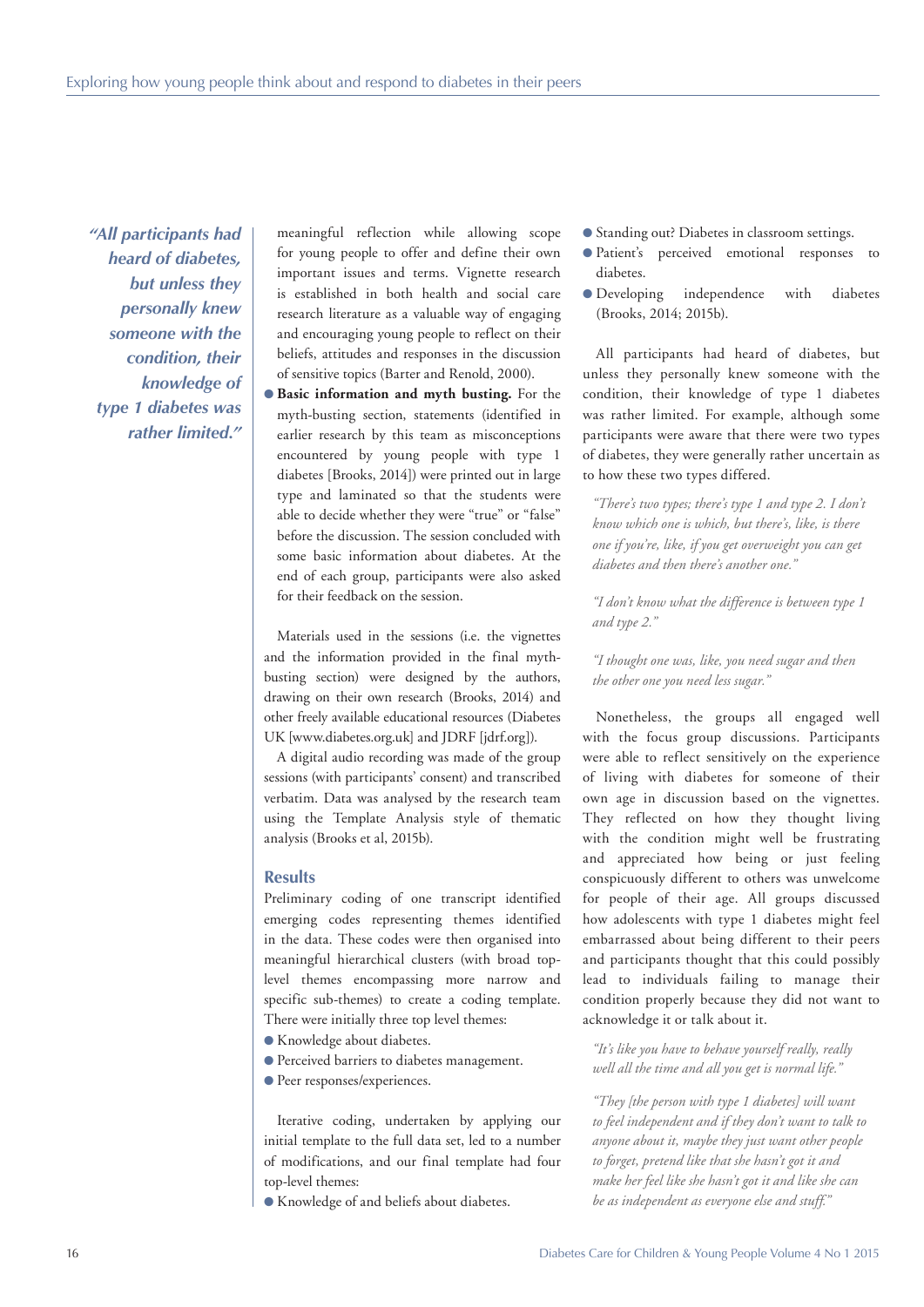> *"All participants had heard of diabetes, but unless they personally knew someone with the condition, their knowledge of type 1 diabetes was rather limited."*

meaningful reflection while allowing scope for young people to offer and define their own important issues and terms. Vignette research is established in both health and social care research literature as a valuable way of engaging and encouraging young people to reflect on their beliefs, attitudes and responses in the discussion of sensitive topics (Barter and Renold, 2000).

- **Basic information and myth busting.** For the myth-busting section, statements (identified in earlier research by this team as misconceptions encountered by young people with type 1 diabetes [Brooks, 2014]) were printed out in large type and laminated so that the students were able to decide whether they were "true" or "false" before the discussion. The session concluded with some basic information about diabetes. At the end of each group, participants were also asked for their feedback on the session.

Materials used in the sessions (i.e. the vignettes and the information provided in the final myth-busting section) were designed by the authors, drawing on their own research (Brooks, 2014) and other freely available educational resources (Diabetes UK [www.diabetes.org.uk] and JDRF [jdrf.org]).

A digital audio recording was made of the group sessions (with participants' consent) and transcribed verbatim. Data was analysed by the research team using the Template Analysis style of thematic analysis (Brooks et al, 2015b).

## Results

Preliminary coding of one transcript identified emerging codes representing themes identified in the data. These codes were then organised into meaningful hierarchical clusters (with broad top-level themes encompassing more narrow and specific sub-themes) to create a coding template. There were initially three top level themes:

- Knowledge about diabetes.
- Perceived barriers to diabetes management.
- Peer responses/experiences.

Iterative coding, undertaken by applying our initial template to the full data set, led to a number of modifications, and our final template had four top-level themes:

- Knowledge of and beliefs about diabetes.
- Standing out? Diabetes in classroom settings.
- Patient's perceived emotional responses to diabetes.
- Developing independence with diabetes (Brooks, 2014; 2015b).

All participants had heard of diabetes, but unless they personally knew someone with the condition, their knowledge of type 1 diabetes was rather limited. For example, although some participants were aware that there were two types of diabetes, they were generally rather uncertain as to how these two types differed.

> *"There's two types; there's type 1 and type 2. I don't know which one is which, but there's, like, is there one if you're, like, if you get overweight you can get diabetes and then there's another one."*

> *"I don't know what the difference is between type 1 and type 2."*

> *"I thought one was, like, you need sugar and then the other one you need less sugar."*

Nonetheless, the groups all engaged well with the focus group discussions. Participants were able to reflect sensitively on the experience of living with diabetes for someone of their own age in discussion based on the vignettes. They reflected on how they thought living with the condition might well be frustrating and appreciated how being or just feeling conspicuously different to others was unwelcome for people of their age. All groups discussed how adolescents with type 1 diabetes might feel embarrassed about being different to their peers and participants thought that this could possibly lead to individuals failing to manage their condition properly because they did not want to acknowledge it or talk about it.

> *"It's like you have to behave yourself really, really well all the time and all you get is normal life."*

> *"They [the person with type 1 diabetes] will want to feel independent and if they don't want to talk to anyone about it, maybe they just want other people to forget, pretend like that she hasn't got it and make her feel like she hasn't got it and like she can be as independent as everyone else and stuff."*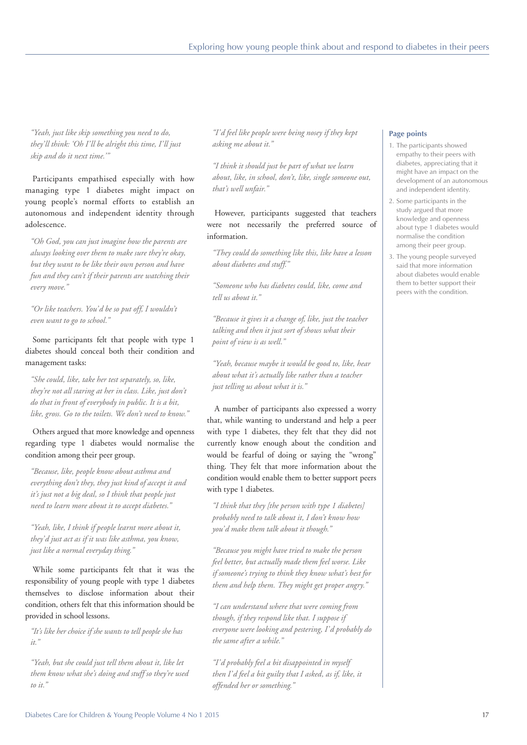*"Yeah, just like skip something you need to do, they'll think: 'Oh I'll be alright this time, I'll just skip and do it next time.'"*

Participants empathised especially with how managing type 1 diabetes might impact on young people's normal efforts to establish an autonomous and independent identity through adolescence.

*"Oh God, you can just imagine how the parents are always looking over them to make sure they're okay, but they want to be like their own person and have fun and they can't if their parents are watching their every move."*

*"Or like teachers. You'd be so put off, I wouldn't even want to go to school."*

Some participants felt that people with type 1 diabetes should conceal both their condition and management tasks:

*"She could, like, take her test separately, so, like, they're not all staring at her in class. Like, just don't do that in front of everybody in public. It is a bit, like, gross. Go to the toilets. We don't need to know."*

Others argued that more knowledge and openness regarding type 1 diabetes would normalise the condition among their peer group.

*"Because, like, people know about asthma and everything don't they, they just kind of accept it and it's just not a big deal, so I think that people just need to learn more about it to accept diabetes."*

*"Yeah, like, I think if people learnt more about it, they'd just act as if it was like asthma, you know, just like a normal everyday thing."*

While some participants felt that it was the responsibility of young people with type 1 diabetes themselves to disclose information about their condition, others felt that this information should be provided in school lessons.

*"It's like her choice if she wants to tell people she has it."*

*"Yeah, but she could just tell them about it, like let them know what she's doing and stuff so they're used to it."*

*"I'd feel like people were being nosey if they kept asking me about it."*

*"I think it should just be part of what we learn about, like, in school, don't, like, single someone out, that's well unfair."*

However, participants suggested that teachers were not necessarily the preferred source of information.

*"They could do something like this, like have a lesson about diabetes and stuff."*

*"Someone who has diabetes could, like, come and tell us about it."*

*"Because it gives it a change of, like, just the teacher talking and then it just sort of shows what their point of view is as well."*

*"Yeah, because maybe it would be good to, like, hear about what it's actually like rather than a teacher just telling us about what it is."*

A number of participants also expressed a worry that, while wanting to understand and help a peer with type 1 diabetes, they felt that they did not currently know enough about the condition and would be fearful of doing or saying the "wrong" thing. They felt that more information about the condition would enable them to better support peers with type 1 diabetes.

*"I think that they [the person with type 1 diabetes] probably need to talk about it, I don't know how you'd make them talk about it though."*

*"Because you might have tried to make the person feel better, but actually made them feel worse. Like if someone's trying to think they know what's best for them and help them. They might get proper angry."*

*"I can understand where that were coming from though, if they respond like that. I suppose if everyone were looking and pestering, I'd probably do the same after a while."*

*"I'd probably feel a bit disappointed in myself then I'd feel a bit guilty that I asked, as if, like, it offended her or something."*

**Page points**

1. The participants showed empathy to their peers with diabetes, appreciating that it might have an impact on the development of an autonomous and independent identity.
2. Some participants in the study argued that more knowledge and openness about type 1 diabetes would normalise the condition among their peer group.
3. The young people surveyed said that more information about diabetes would enable them to better support their peers with the condition.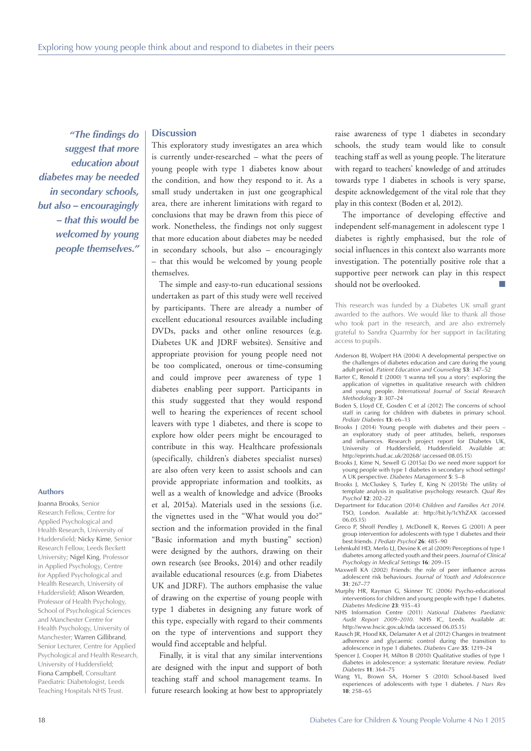> *"The findings do suggest that more education about diabetes may be needed in secondary schools, but also – encouragingly – that this would be welcomed by young people themselves."*

## Discussion

This exploratory study investigates an area which is currently under-researched – what the peers of young people with type 1 diabetes know about the condition, and how they respond to it. As a small study undertaken in just one geographical area, there are inherent limitations with regard to conclusions that may be drawn from this piece of work. Nonetheless, the findings not only suggest that more education about diabetes may be needed in secondary schools, but also – encouragingly – that this would be welcomed by young people themselves.

The simple and easy-to-run educational sessions undertaken as part of this study were well received by participants. There are already a number of excellent educational resources available including DVDs, packs and other online resources (e.g. Diabetes UK and JDRF websites). Sensitive and appropriate provision for young people need not be too complicated, onerous or time-consuming and could improve peer awareness of type 1 diabetes enabling peer support. Participants in this study suggested that they would respond well to hearing the experiences of recent school leavers with type 1 diabetes, and there is scope to explore how older peers might be encouraged to contribute in this way. Healthcare professionals (specifically, children's diabetes specialist nurses) are also often very keen to assist schools and can provide appropriate information and toolkits, as well as a wealth of knowledge and advice (Brooks et al, 2015a). Materials used in the sessions (i.e. the vignettes used in the "What would you do?" section and the information provided in the final "Basic information and myth busting" section) were designed by the authors, drawing on their own research (see Brooks, 2014) and other readily available educational resources (e.g. from Diabetes UK and JDRF). The authors emphasise the value of drawing on the expertise of young people with type 1 diabetes in designing any future work of this type, especially with regard to their comments on the type of interventions and support they would find acceptable and helpful.

Finally, it is vital that any similar interventions are designed with the input and support of both teaching staff and school management teams. In future research looking at how best to appropriately raise awareness of type 1 diabetes in secondary schools, the study team would like to consult teaching staff as well as young people. The literature with regard to teachers' knowledge of and attitudes towards type 1 diabetes in schools is very sparse, despite acknowledgement of the vital role that they play in this context (Boden et al, 2012).

The importance of developing effective and independent self-management in adolescent type 1 diabetes is rightly emphasised, but the role of social influences in this context also warrants more investigation. The potentially positive role that a supportive peer network can play in this respect should not be overlooked.

This research was funded by a Diabetes UK small grant awarded to the authors. We would like to thank all those who took part in the research, and are also extremely grateful to Sandra Quarmby for her support in facilitating access to pupils.

### Authors

Joanna Brooks, Senior Research Fellow, Centre for Applied Psychological and Health Research, University of Huddersfield; Nicky Kime, Senior Research Fellow, Leeds Beckett University; Nigel King, Professor in Applied Psychology, Centre for Applied Psychological and Health Research, University of Huddersfield; Alison Wearden, Professor of Health Psychology, School of Psychological Sciences and Manchester Centre for Health Psychology, University of Manchester; Warren Gillibrand, Senior Lecturer, Centre for Applied Psychological and Health Research, University of Huddersfield; Fiona Campbell, Consultant Paediatric Diabetologist, Leeds Teaching Hospitals NHS Trust.

Anderson BJ, Wolpert HA (2004) A developmental perspective on the challenges of diabetes education and care during the young adult period. *Patient Education and Counseling* **53**: 347–52

Barter C, Renold E (2000) 'I wanna tell you a story': exploring the application of vignettes in qualitative research with children and young people. *International Journal of Social Research Methodology* **3**: 307–24

Boden S, Lloyd CE, Gosden C et al (2012) The concerns of school staff in caring for children with diabetes in primary school. *Pediatr Diabetes* **13**: e6–13

Brooks J (2014) Young people with diabetes and their peers – an exploratory study of peer attitudes, beliefs, responses and influences. Research project report for Diabetes UK, University of Huddersfield, Huddersfield. Available at: http://eprints.hud.ac.uk/20268/ (accessed 08.05.15)

Brooks J, Kime N, Sewell G (2015a) Do we need more support for young people with type 1 diabetes in secondary school settings? A UK perspective. *Diabetes Management* **5**: 5–8

Brooks J, McCluskey S, Turley E, King N (2015b) The utility of template analysis in qualitative psychology research. *Qual Res Psychol* **12**: 202–22

Department for Education (2014) *Children and Families Act 2014*. TSO, London. Available at: http://bit.ly/1cYhZAX (accessed 06.05.15)

Greco P, Shroff Pendley J, McDonell K, Reeves G (2001) A peer group intervention for adolescents with type 1 diabetes and their best friends. *J Pediatr Psychol* **26**: 485–90

Lehmkuhl HD, Merlo LJ, Devine K et al (2009) Perceptions of type 1 diabetes among affected youth and their peers. *Journal of Clinical Psychology in Medical Settings* **16**: 209–15

Maxwell KA (2002) Friends: the role of peer influence across adolescent risk behaviours. *Journal of Youth and Adolescence* **31**: 267–77

Murphy HR, Rayman G, Skinner TC (2006) Psycho-educational interventions for children and young people with type 1 diabetes. *Diabetes Medicine* **23**: 935–43

NHS Information Centre (2011) *National Diabetes Paediatric Audit Report 2009–2010*. NHS IC, Leeds. Available at: http://www.hscic.gov.uk/nda (accessed 06.05.15)

Rausch JR, Hood KK, Delamater A et al (2012) Changes in treatment adherence and glycaemic control during the transition to adolescence in type 1 diabetes. *Diabetes Care* **35**: 1219–24

Spencer J, Cooper H, Milton B (2010) Qualitative studies of type 1 diabetes in adolescence: a systematic literature review. *Pediatr Diabetes* **11**: 364–75

Wang YL, Brown SA, Horner S (2010) School-based lived experiences of adolescents with type 1 diabetes. *J Nurs Res* **18**: 258–65